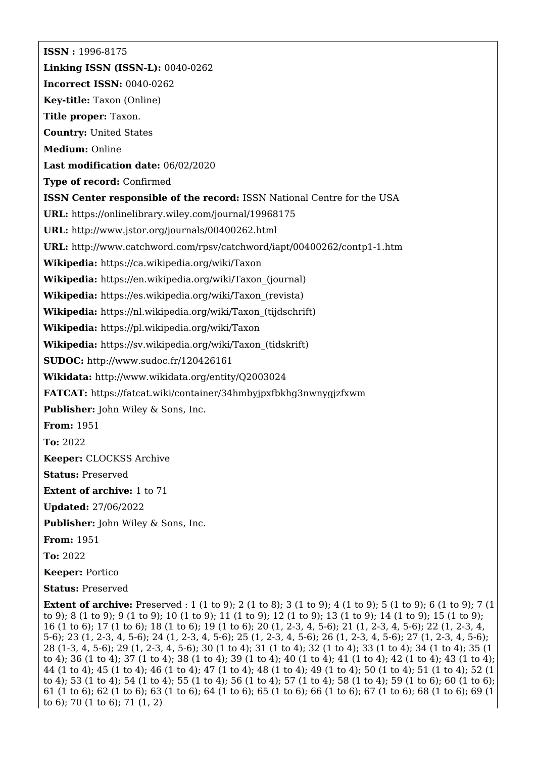**ISSN :** 1996-8175

**Linking ISSN (ISSN-L):** 0040-0262

**Incorrect ISSN:** 0040-0262

**Key-title:** Taxon (Online)

**Title proper:** Taxon.

**Country:** United States

**Medium:** Online

**Last modification date:** 06/02/2020

**Type of record:** Confirmed

**ISSN Center responsible of the record:** ISSN National Centre for the USA

**URL:** https://onlinelibrary.wiley.com/journal/19968175

**URL:** http://www.jstor.org/journals/00400262.html

**URL:** http://www.catchword.com/rpsv/catchword/iapt/00400262/contp1-1.htm

**Wikipedia:** https://ca.wikipedia.org/wiki/Taxon

**Wikipedia:** https://en.wikipedia.org/wiki/Taxon_(journal)

**Wikipedia:** https://es.wikipedia.org/wiki/Taxon_(revista)

**Wikipedia:** https://nl.wikipedia.org/wiki/Taxon_(tijdschrift)

**Wikipedia:** https://pl.wikipedia.org/wiki/Taxon

**Wikipedia:** https://sv.wikipedia.org/wiki/Taxon_(tidskrift)

**SUDOC:** http://www.sudoc.fr/120426161

**Wikidata:** http://www.wikidata.org/entity/Q2003024

**FATCAT:** https://fatcat.wiki/container/34hmbyjpxfbkhg3nwnygjzfxwm

**Publisher:** John Wiley & Sons, Inc.

**From:** 1951

**To:** 2022

**Keeper:** CLOCKSS Archive

**Status:** Preserved

**Extent of archive:** 1 to 71

**Updated:** 27/06/2022

**Publisher:** John Wiley & Sons, Inc.

**From:** 1951

**To:** 2022

**Keeper:** Portico

**Status:** Preserved

**Extent of archive:** Preserved : 1 (1 to 9); 2 (1 to 8); 3 (1 to 9); 4 (1 to 9); 5 (1 to 9); 6 (1 to 9); 7 (1 to 9); 8 (1 to 9); 9 (1 to 9); 10 (1 to 9); 11 (1 to 9); 12 (1 to 9); 13 (1 to 9); 14 (1 to 9); 15 (1 to 9); 16 (1 to 6); 17 (1 to 6); 18 (1 to 6); 19 (1 to 6); 20 (1, 2-3, 4, 5-6); 21 (1, 2-3, 4, 5-6); 22 (1, 2-3, 4, 5-6); 23 (1, 2-3, 4, 5-6); 24 (1, 2-3, 4, 5-6); 25 (1, 2-3, 4, 5-6); 26 (1, 2-3, 4, 5-6); 27 (1, 2-3, 4, 5-6); 28 (1-3, 4, 5-6); 29 (1, 2-3, 4, 5-6); 30 (1 to 4); 31 (1 to 4); 32 (1 to 4); 33 (1 to 4); 34 (1 to 4); 35 (1 to 4); 36 (1 to 4); 37 (1 to 4); 38 (1 to 4); 39 (1 to 4); 40 (1 to 4); 41 (1 to 4); 42 (1 to 4); 43 (1 to 4); 44 (1 to 4); 45 (1 to 4); 46 (1 to 4); 47 (1 to 4); 48 (1 to 4); 49 (1 to 4); 50 (1 to 4); 51 (1 to 4); 52 (1 to 4); 53 (1 to 4); 54 (1 to 4); 55 (1 to 4); 56 (1 to 4); 57 (1 to 4); 58 (1 to 4); 59 (1 to 6); 60 (1 to 6); 61 (1 to 6); 62 (1 to 6); 63 (1 to 6); 64 (1 to 6); 65 (1 to 6); 66 (1 to 6); 67 (1 to 6); 68 (1 to 6); 69 (1 to 6); 70 (1 to 6); 71 (1, 2)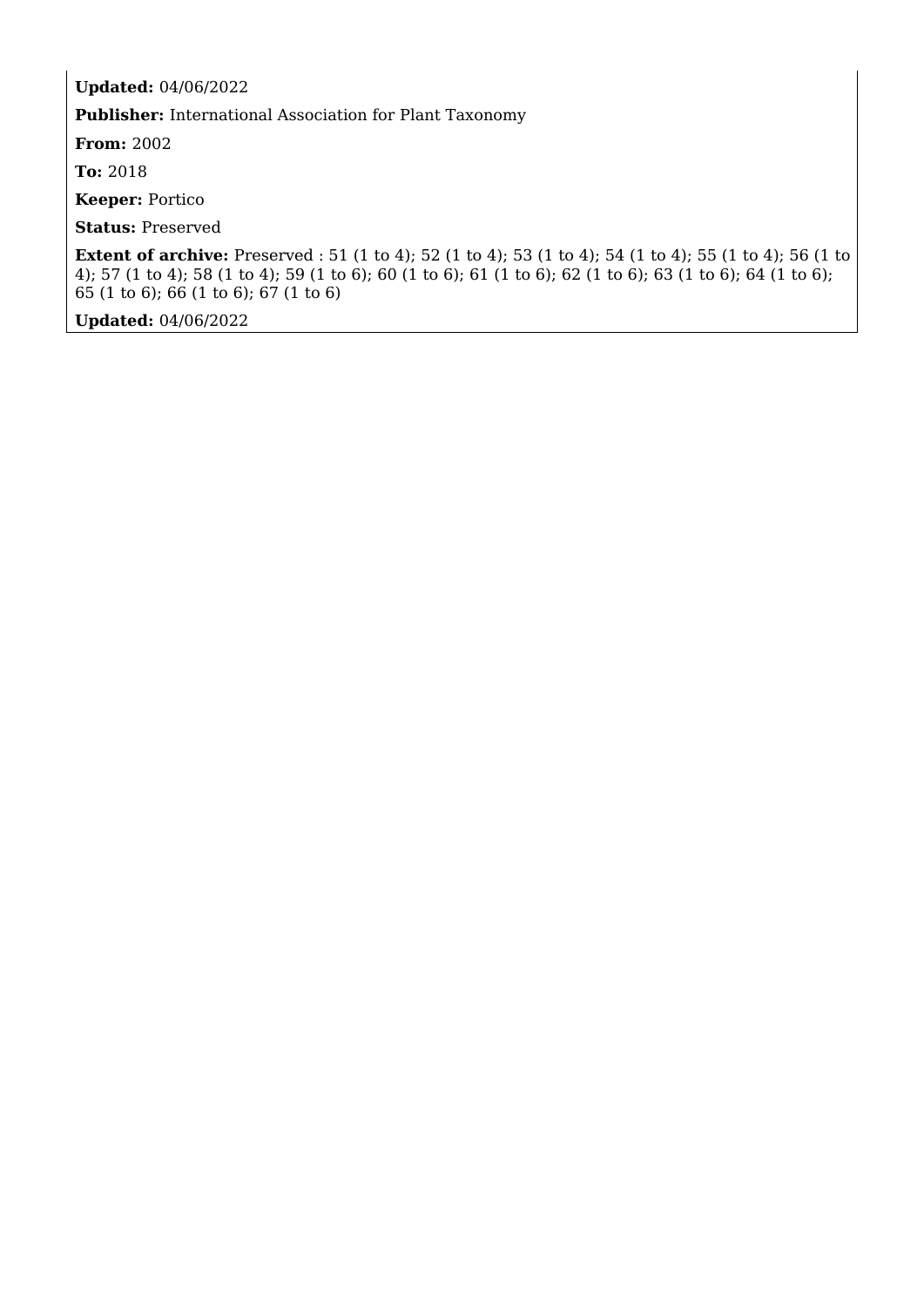**Updated:** 04/06/2022

**Publisher:** International Association for Plant Taxonomy

**From:** 2002

**To:** 2018

**Keeper:** Portico

**Status:** Preserved

**Extent of archive:** Preserved : 51 (1 to 4); 52 (1 to 4); 53 (1 to 4); 54 (1 to 4); 55 (1 to 4); 56 (1 to 4); 57 (1 to 4); 58 (1 to 4); 59 (1 to 6); 60 (1 to 6); 61 (1 to 6); 62 (1 to 6); 63 (1 to 6); 64 (1 to 6); 65 (1 to 6); 66 (1 to 6); 67 (1 to 6)

**Updated:** 04/06/2022